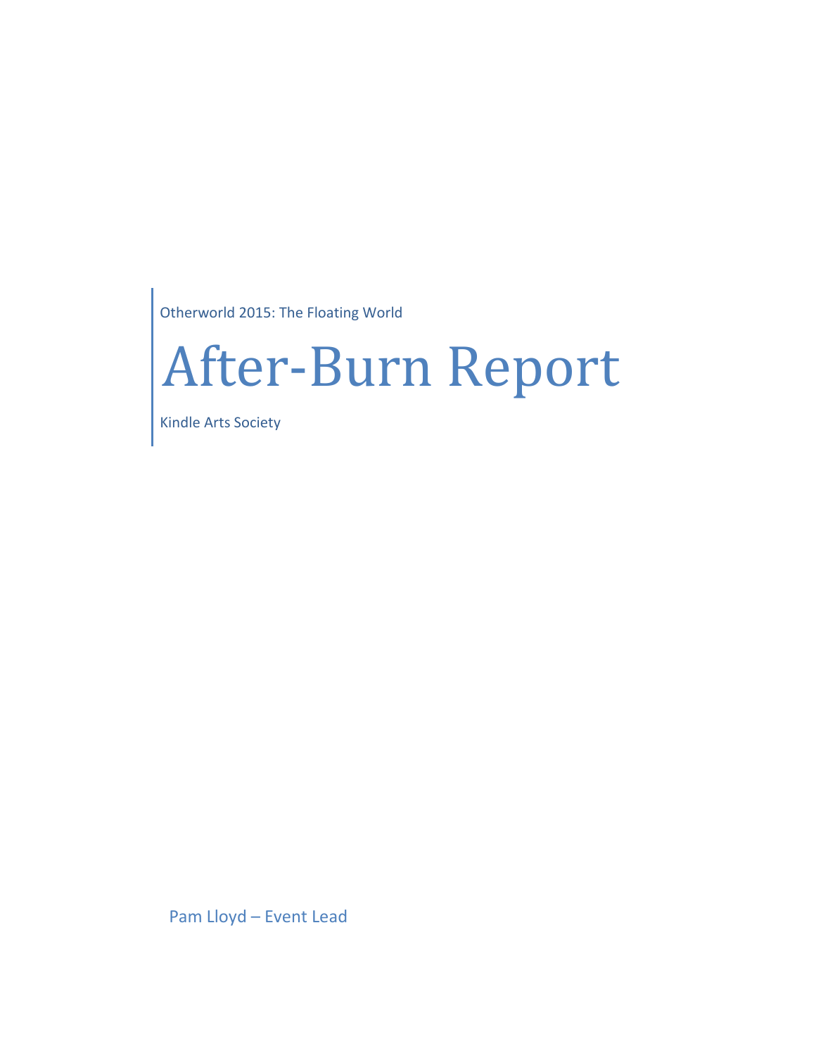Otherworld 2015: The Floating World

# After-Burn Report

Kindle Arts Society

Pam Lloyd – Event Lead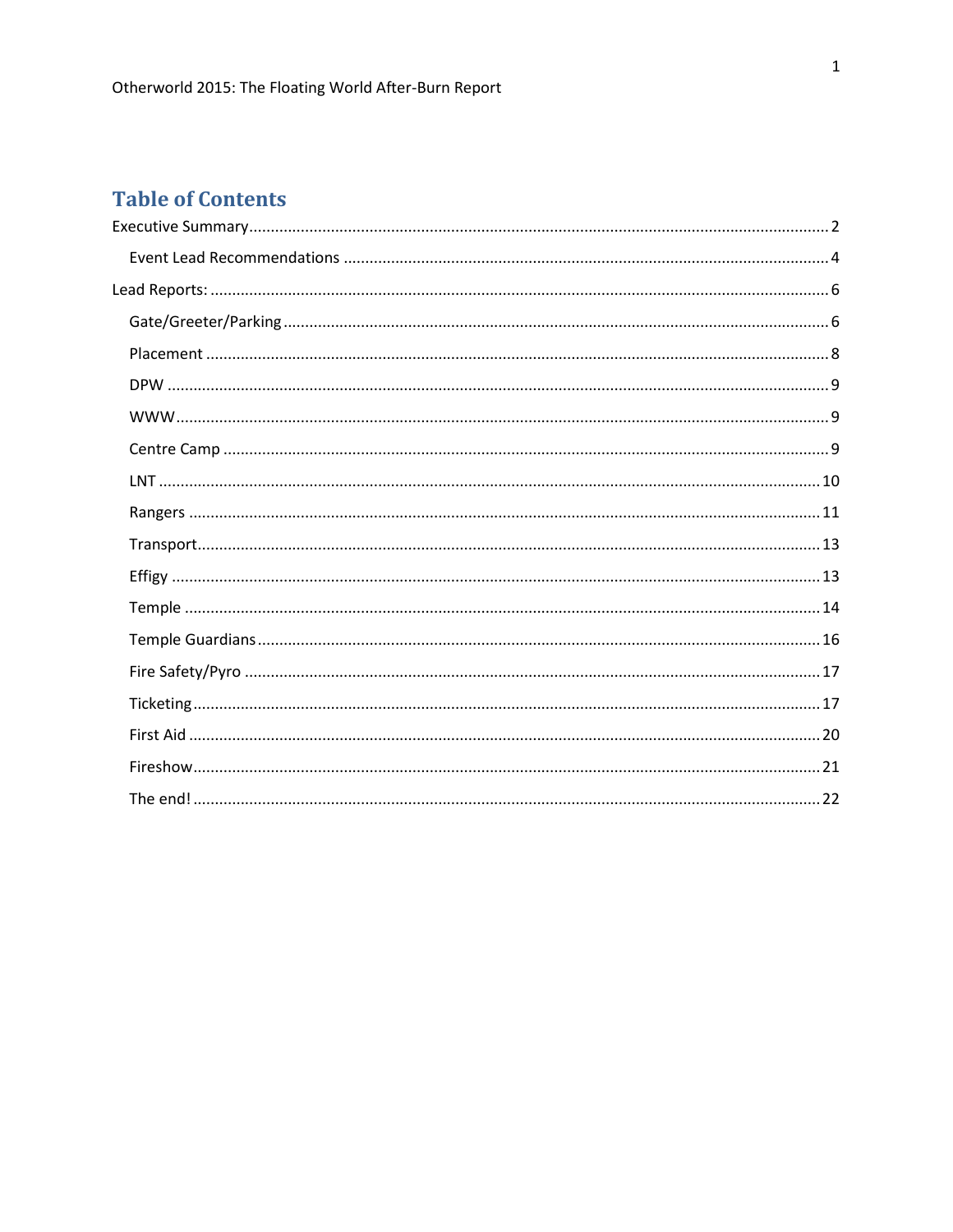# Table of Contents

Executive Summary ........ 2

- Event Lead Recommendations ........ 4

Lead Reports: ........ 6

- Gate/Greeter/Parking ........ 6
- Placement ........ 8
- DPW ........ 9
- WWW ........ 9
- Centre Camp ........ 9
- LNT ........ 10
- Rangers ........ 11
- Transport ........ 13
- Effigy ........ 13
- Temple ........ 14
- Temple Guardians ........ 16
- Fire Safety/Pyro ........ 17
- Ticketing ........ 17
- First Aid ........ 20
- Fireshow ........ 21
- The end! ........ 22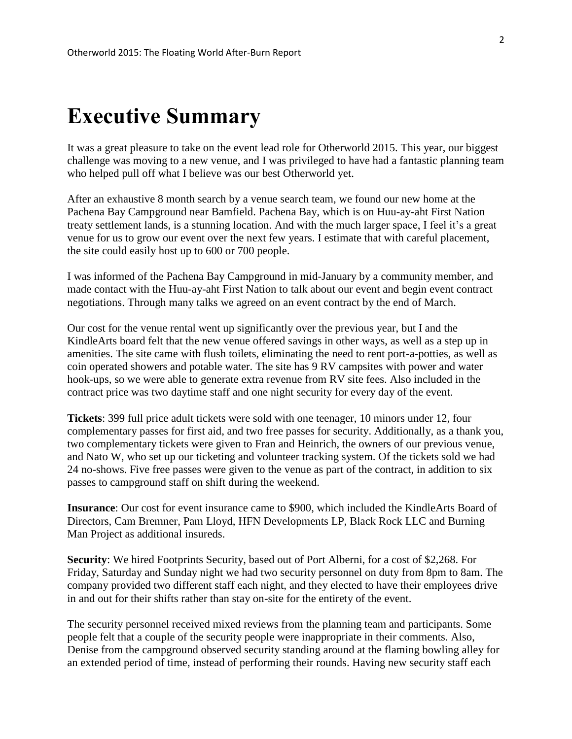# Executive Summary

It was a great pleasure to take on the event lead role for Otherworld 2015. This year, our biggest challenge was moving to a new venue, and I was privileged to have had a fantastic planning team who helped pull off what I believe was our best Otherworld yet.

After an exhaustive 8 month search by a venue search team, we found our new home at the Pachena Bay Campground near Bamfield. Pachena Bay, which is on Huu-ay-aht First Nation treaty settlement lands, is a stunning location. And with the much larger space, I feel it's a great venue for us to grow our event over the next few years. I estimate that with careful placement, the site could easily host up to 600 or 700 people.

I was informed of the Pachena Bay Campground in mid-January by a community member, and made contact with the Huu-ay-aht First Nation to talk about our event and begin event contract negotiations. Through many talks we agreed on an event contract by the end of March.

Our cost for the venue rental went up significantly over the previous year, but I and the KindleArts board felt that the new venue offered savings in other ways, as well as a step up in amenities. The site came with flush toilets, eliminating the need to rent port-a-potties, as well as coin operated showers and potable water. The site has 9 RV campsites with power and water hook-ups, so we were able to generate extra revenue from RV site fees. Also included in the contract price was two daytime staff and one night security for every day of the event.

**Tickets**: 399 full price adult tickets were sold with one teenager, 10 minors under 12, four complementary passes for first aid, and two free passes for security. Additionally, as a thank you, two complementary tickets were given to Fran and Heinrich, the owners of our previous venue, and Nato W, who set up our ticketing and volunteer tracking system. Of the tickets sold we had 24 no-shows. Five free passes were given to the venue as part of the contract, in addition to six passes to campground staff on shift during the weekend.

**Insurance**: Our cost for event insurance came to $900, which included the KindleArts Board of Directors, Cam Bremner, Pam Lloyd, HFN Developments LP, Black Rock LLC and Burning Man Project as additional insureds.

**Security**: We hired Footprints Security, based out of Port Alberni, for a cost of $2,268. For Friday, Saturday and Sunday night we had two security personnel on duty from 8pm to 8am. The company provided two different staff each night, and they elected to have their employees drive in and out for their shifts rather than stay on-site for the entirety of the event.

The security personnel received mixed reviews from the planning team and participants. Some people felt that a couple of the security people were inappropriate in their comments. Also, Denise from the campground observed security standing around at the flaming bowling alley for an extended period of time, instead of performing their rounds. Having new security staff each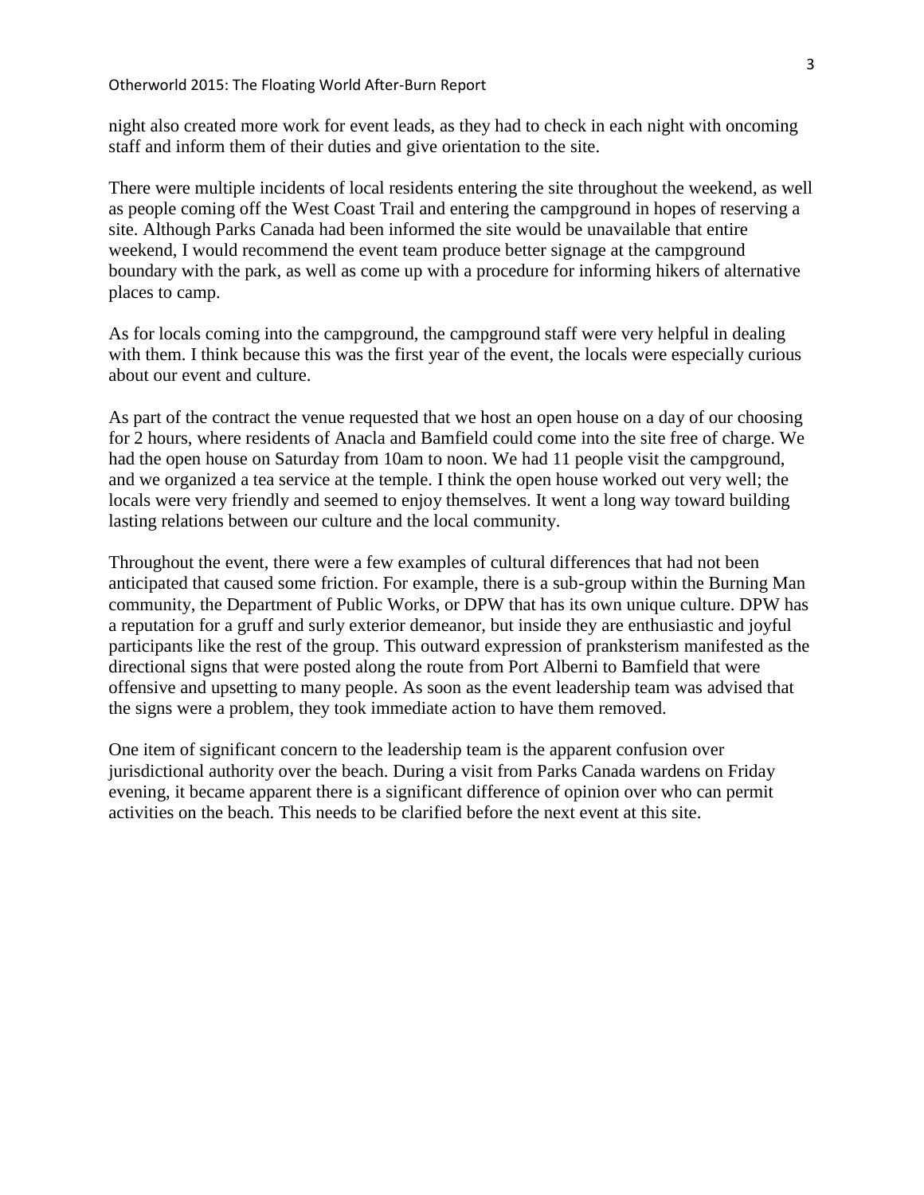night also created more work for event leads, as they had to check in each night with oncoming staff and inform them of their duties and give orientation to the site.

There were multiple incidents of local residents entering the site throughout the weekend, as well as people coming off the West Coast Trail and entering the campground in hopes of reserving a site. Although Parks Canada had been informed the site would be unavailable that entire weekend, I would recommend the event team produce better signage at the campground boundary with the park, as well as come up with a procedure for informing hikers of alternative places to camp.

As for locals coming into the campground, the campground staff were very helpful in dealing with them. I think because this was the first year of the event, the locals were especially curious about our event and culture.

As part of the contract the venue requested that we host an open house on a day of our choosing for 2 hours, where residents of Anacla and Bamfield could come into the site free of charge. We had the open house on Saturday from 10am to noon. We had 11 people visit the campground, and we organized a tea service at the temple. I think the open house worked out very well; the locals were very friendly and seemed to enjoy themselves. It went a long way toward building lasting relations between our culture and the local community.

Throughout the event, there were a few examples of cultural differences that had not been anticipated that caused some friction. For example, there is a sub-group within the Burning Man community, the Department of Public Works, or DPW that has its own unique culture. DPW has a reputation for a gruff and surly exterior demeanor, but inside they are enthusiastic and joyful participants like the rest of the group. This outward expression of pranksterism manifested as the directional signs that were posted along the route from Port Alberni to Bamfield that were offensive and upsetting to many people. As soon as the event leadership team was advised that the signs were a problem, they took immediate action to have them removed.

One item of significant concern to the leadership team is the apparent confusion over jurisdictional authority over the beach. During a visit from Parks Canada wardens on Friday evening, it became apparent there is a significant difference of opinion over who can permit activities on the beach. This needs to be clarified before the next event at this site.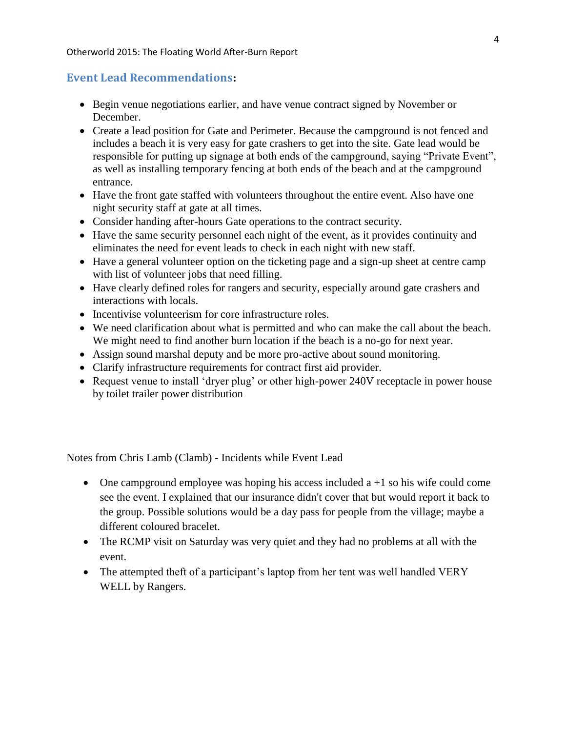## Event Lead Recommendations:

- Begin venue negotiations earlier, and have venue contract signed by November or December.
- Create a lead position for Gate and Perimeter. Because the campground is not fenced and includes a beach it is very easy for gate crashers to get into the site. Gate lead would be responsible for putting up signage at both ends of the campground, saying "Private Event", as well as installing temporary fencing at both ends of the beach and at the campground entrance.
- Have the front gate staffed with volunteers throughout the entire event. Also have one night security staff at gate at all times.
- Consider handing after-hours Gate operations to the contract security.
- Have the same security personnel each night of the event, as it provides continuity and eliminates the need for event leads to check in each night with new staff.
- Have a general volunteer option on the ticketing page and a sign-up sheet at centre camp with list of volunteer jobs that need filling.
- Have clearly defined roles for rangers and security, especially around gate crashers and interactions with locals.
- Incentivise volunteerism for core infrastructure roles.
- We need clarification about what is permitted and who can make the call about the beach. We might need to find another burn location if the beach is a no-go for next year.
- Assign sound marshal deputy and be more pro-active about sound monitoring.
- Clarify infrastructure requirements for contract first aid provider.
- Request venue to install 'dryer plug' or other high-power 240V receptacle in power house by toilet trailer power distribution

Notes from Chris Lamb (Clamb) - Incidents while Event Lead

- One campground employee was hoping his access included a +1 so his wife could come see the event. I explained that our insurance didn't cover that but would report it back to the group. Possible solutions would be a day pass for people from the village; maybe a different coloured bracelet.
- The RCMP visit on Saturday was very quiet and they had no problems at all with the event.
- The attempted theft of a participant's laptop from her tent was well handled VERY WELL by Rangers.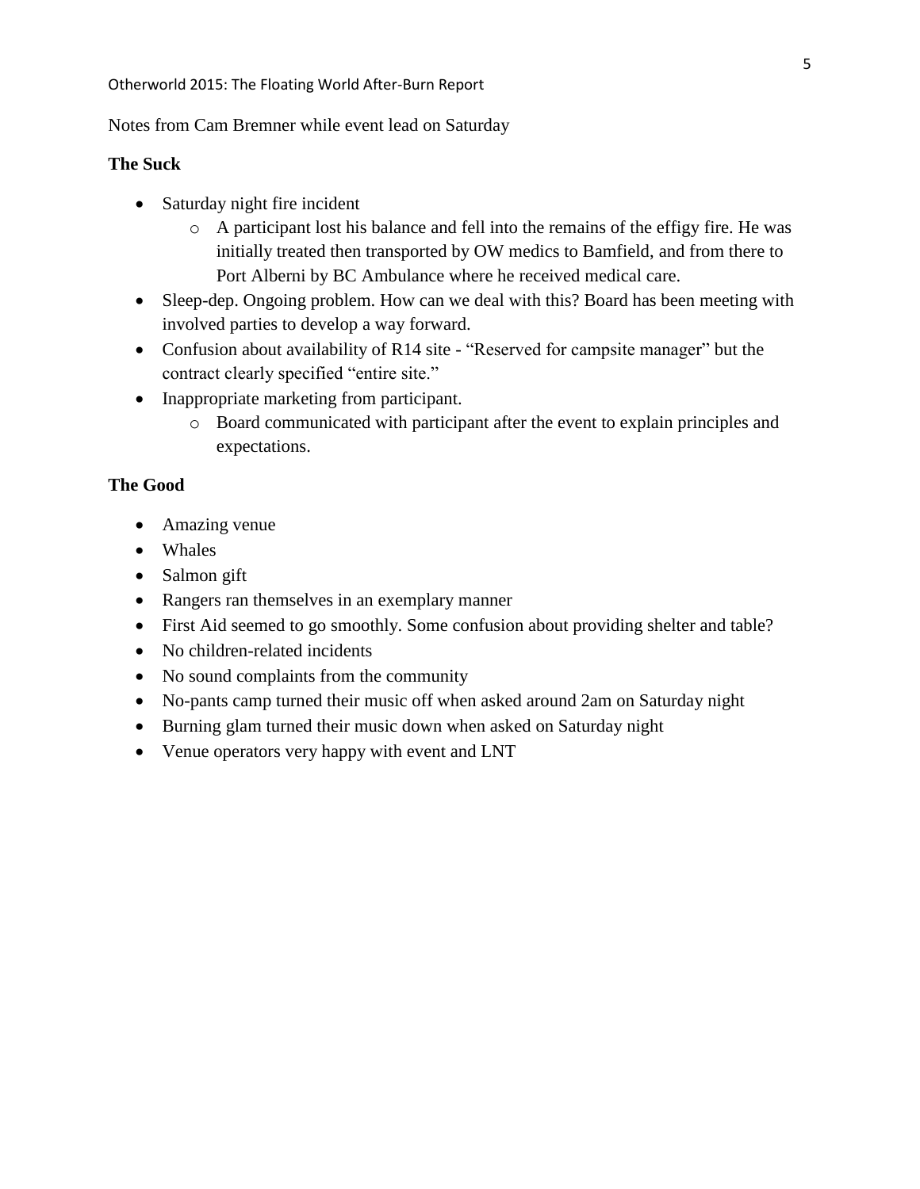Notes from Cam Bremner while event lead on Saturday

**The Suck**

- Saturday night fire incident
  - A participant lost his balance and fell into the remains of the effigy fire. He was initially treated then transported by OW medics to Bamfield, and from there to Port Alberni by BC Ambulance where he received medical care.
- Sleep-dep. Ongoing problem. How can we deal with this? Board has been meeting with involved parties to develop a way forward.
- Confusion about availability of R14 site - "Reserved for campsite manager" but the contract clearly specified "entire site."
- Inappropriate marketing from participant.
  - Board communicated with participant after the event to explain principles and expectations.

**The Good**

- Amazing venue
- Whales
- Salmon gift
- Rangers ran themselves in an exemplary manner
- First Aid seemed to go smoothly. Some confusion about providing shelter and table?
- No children-related incidents
- No sound complaints from the community
- No-pants camp turned their music off when asked around 2am on Saturday night
- Burning glam turned their music down when asked on Saturday night
- Venue operators very happy with event and LNT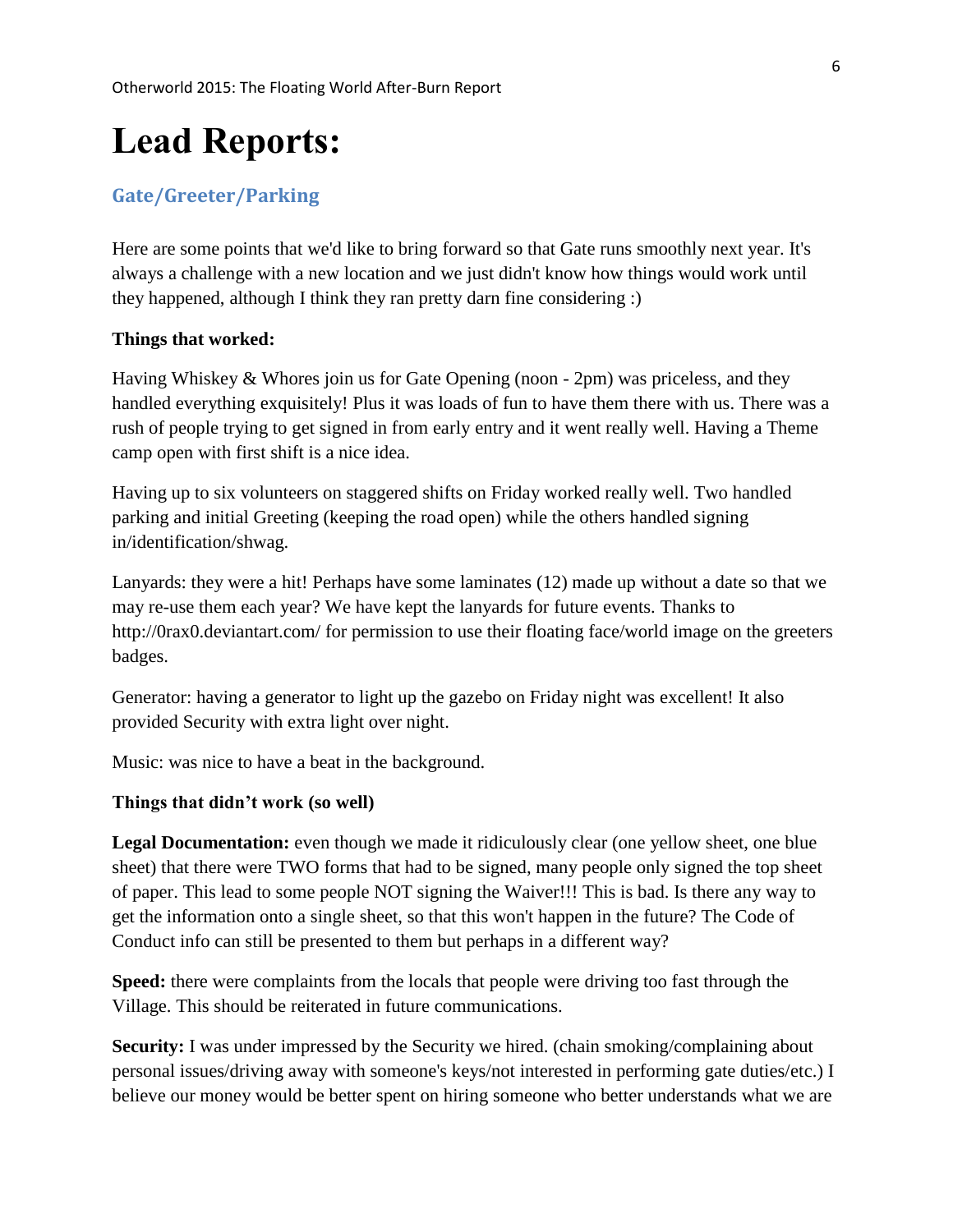# Lead Reports:

## Gate/Greeter/Parking

Here are some points that we'd like to bring forward so that Gate runs smoothly next year. It's always a challenge with a new location and we just didn't know how things would work until they happened, although I think they ran pretty darn fine considering :)

**Things that worked:**

Having Whiskey & Whores join us for Gate Opening (noon - 2pm) was priceless, and they handled everything exquisitely! Plus it was loads of fun to have them there with us. There was a rush of people trying to get signed in from early entry and it went really well. Having a Theme camp open with first shift is a nice idea.

Having up to six volunteers on staggered shifts on Friday worked really well. Two handled parking and initial Greeting (keeping the road open) while the others handled signing in/identification/shwag.

Lanyards: they were a hit! Perhaps have some laminates (12) made up without a date so that we may re-use them each year? We have kept the lanyards for future events. Thanks to http://0rax0.deviantart.com/ for permission to use their floating face/world image on the greeters badges.

Generator: having a generator to light up the gazebo on Friday night was excellent! It also provided Security with extra light over night.

Music: was nice to have a beat in the background.

**Things that didn't work (so well)**

**Legal Documentation:** even though we made it ridiculously clear (one yellow sheet, one blue sheet) that there were TWO forms that had to be signed, many people only signed the top sheet of paper. This lead to some people NOT signing the Waiver!!! This is bad. Is there any way to get the information onto a single sheet, so that this won't happen in the future? The Code of Conduct info can still be presented to them but perhaps in a different way?

**Speed:** there were complaints from the locals that people were driving too fast through the Village. This should be reiterated in future communications.

**Security:** I was under impressed by the Security we hired. (chain smoking/complaining about personal issues/driving away with someone's keys/not interested in performing gate duties/etc.) I believe our money would be better spent on hiring someone who better understands what we are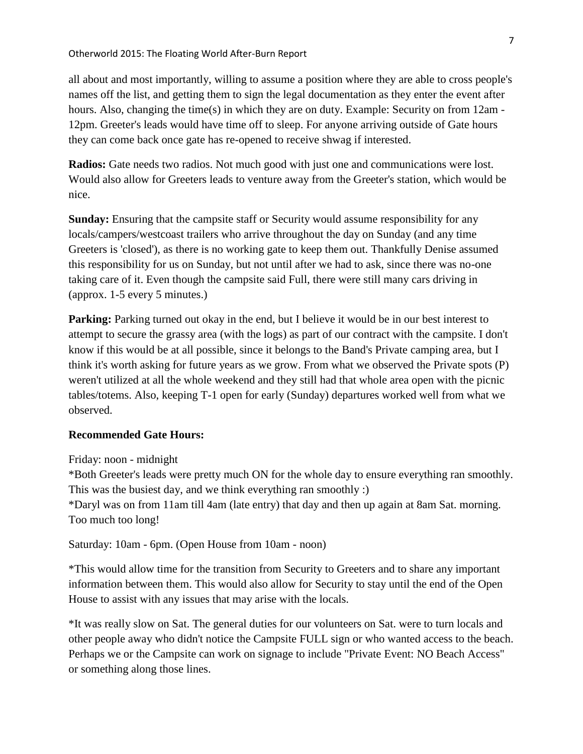all about and most importantly, willing to assume a position where they are able to cross people's names off the list, and getting them to sign the legal documentation as they enter the event after hours. Also, changing the time(s) in which they are on duty. Example: Security on from 12am - 12pm. Greeter's leads would have time off to sleep. For anyone arriving outside of Gate hours they can come back once gate has re-opened to receive shwag if interested.

**Radios:** Gate needs two radios. Not much good with just one and communications were lost. Would also allow for Greeters leads to venture away from the Greeter's station, which would be nice.

**Sunday:** Ensuring that the campsite staff or Security would assume responsibility for any locals/campers/westcoast trailers who arrive throughout the day on Sunday (and any time Greeters is 'closed'), as there is no working gate to keep them out. Thankfully Denise assumed this responsibility for us on Sunday, but not until after we had to ask, since there was no-one taking care of it. Even though the campsite said Full, there were still many cars driving in (approx. 1-5 every 5 minutes.)

**Parking:** Parking turned out okay in the end, but I believe it would be in our best interest to attempt to secure the grassy area (with the logs) as part of our contract with the campsite. I don't know if this would be at all possible, since it belongs to the Band's Private camping area, but I think it's worth asking for future years as we grow. From what we observed the Private spots (P) weren't utilized at all the whole weekend and they still had that whole area open with the picnic tables/totems. Also, keeping T-1 open for early (Sunday) departures worked well from what we observed.

**Recommended Gate Hours:**

Friday: noon - midnight

*Both Greeter's leads were pretty much ON for the whole day to ensure everything ran smoothly. This was the busiest day, and we think everything ran smoothly :)

*Daryl was on from 11am till 4am (late entry) that day and then up again at 8am Sat. morning. Too much too long!

Saturday: 10am - 6pm. (Open House from 10am - noon)

*This would allow time for the transition from Security to Greeters and to share any important information between them. This would also allow for Security to stay until the end of the Open House to assist with any issues that may arise with the locals.

*It was really slow on Sat. The general duties for our volunteers on Sat. were to turn locals and other people away who didn't notice the Campsite FULL sign or who wanted access to the beach. Perhaps we or the Campsite can work on signage to include "Private Event: NO Beach Access" or something along those lines.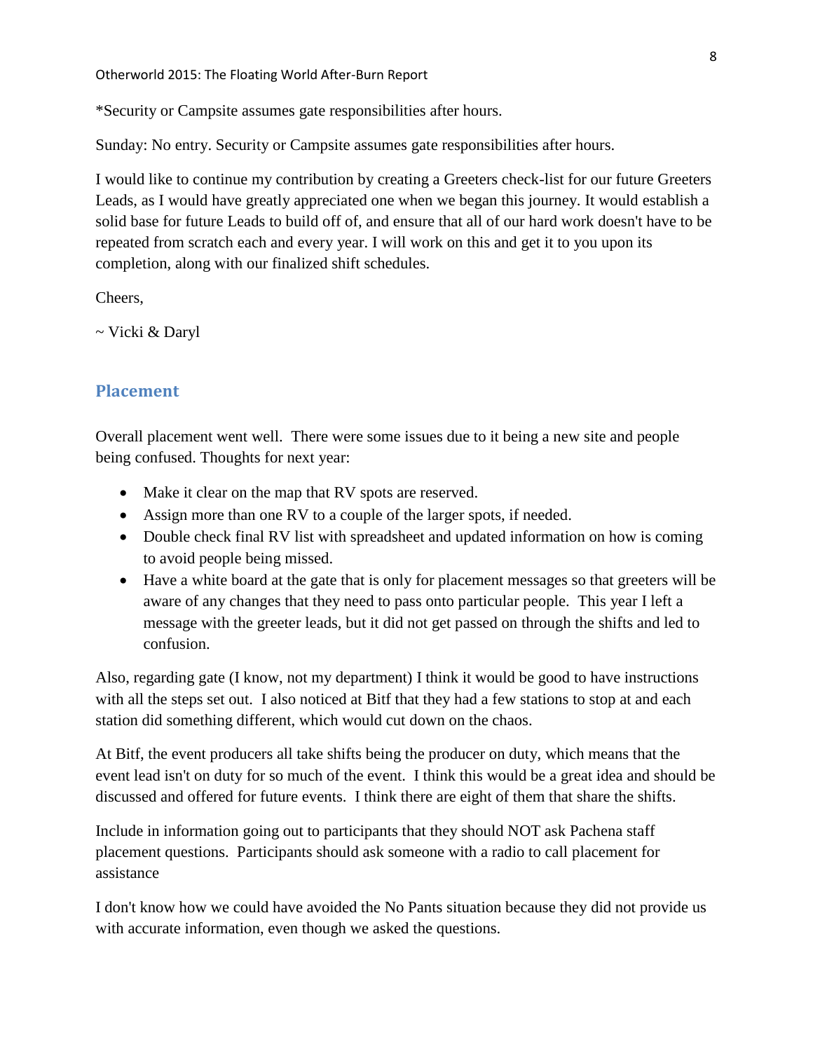*Security or Campsite assumes gate responsibilities after hours.

Sunday: No entry. Security or Campsite assumes gate responsibilities after hours.

I would like to continue my contribution by creating a Greeters check-list for our future Greeters Leads, as I would have greatly appreciated one when we began this journey. It would establish a solid base for future Leads to build off of, and ensure that all of our hard work doesn't have to be repeated from scratch each and every year. I will work on this and get it to you upon its completion, along with our finalized shift schedules.

Cheers,

~ Vicki & Daryl

## Placement

Overall placement went well. There were some issues due to it being a new site and people being confused. Thoughts for next year:

- Make it clear on the map that RV spots are reserved.
- Assign more than one RV to a couple of the larger spots, if needed.
- Double check final RV list with spreadsheet and updated information on how is coming to avoid people being missed.
- Have a white board at the gate that is only for placement messages so that greeters will be aware of any changes that they need to pass onto particular people. This year I left a message with the greeter leads, but it did not get passed on through the shifts and led to confusion.

Also, regarding gate (I know, not my department) I think it would be good to have instructions with all the steps set out. I also noticed at Bitf that they had a few stations to stop at and each station did something different, which would cut down on the chaos.

At Bitf, the event producers all take shifts being the producer on duty, which means that the event lead isn't on duty for so much of the event. I think this would be a great idea and should be discussed and offered for future events. I think there are eight of them that share the shifts.

Include in information going out to participants that they should NOT ask Pachena staff placement questions. Participants should ask someone with a radio to call placement for assistance

I don't know how we could have avoided the No Pants situation because they did not provide us with accurate information, even though we asked the questions.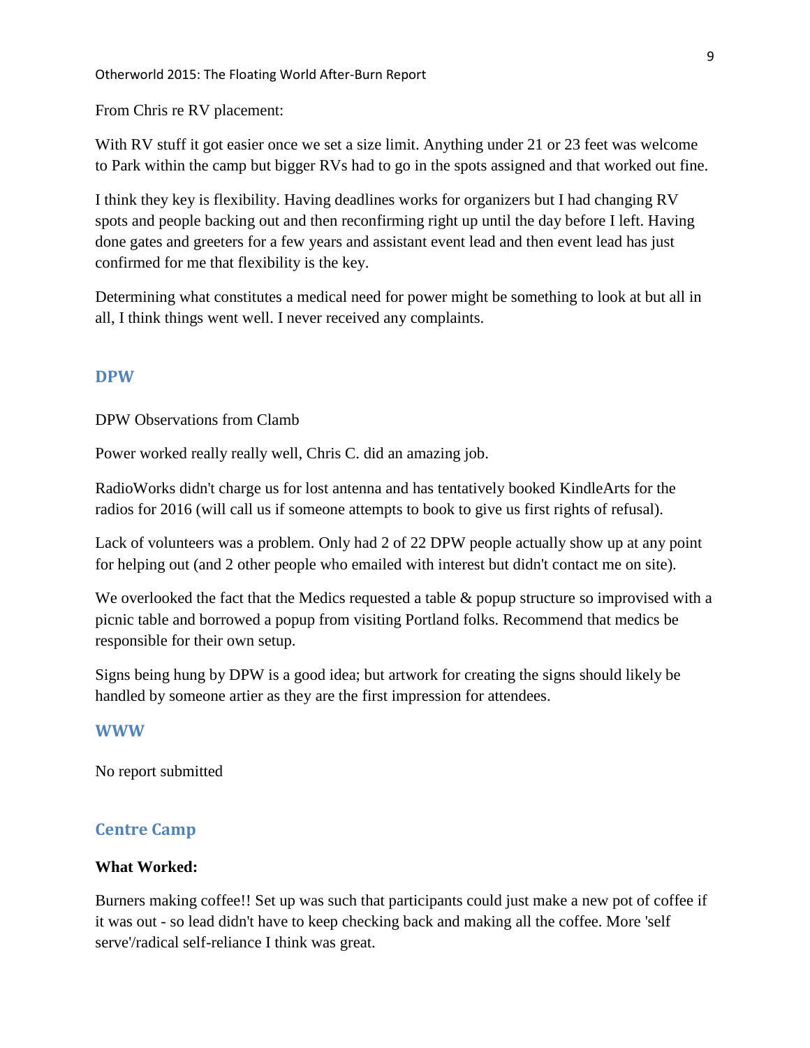From Chris re RV placement:

With RV stuff it got easier once we set a size limit. Anything under 21 or 23 feet was welcome to Park within the camp but bigger RVs had to go in the spots assigned and that worked out fine.

I think they key is flexibility. Having deadlines works for organizers but I had changing RV spots and people backing out and then reconfirming right up until the day before I left. Having done gates and greeters for a few years and assistant event lead and then event lead has just confirmed for me that flexibility is the key.

Determining what constitutes a medical need for power might be something to look at but all in all, I think things went well. I never received any complaints.

## DPW

DPW Observations from Clamb

Power worked really really well, Chris C. did an amazing job.

RadioWorks didn't charge us for lost antenna and has tentatively booked KindleArts for the radios for 2016 (will call us if someone attempts to book to give us first rights of refusal).

Lack of volunteers was a problem. Only had 2 of 22 DPW people actually show up at any point for helping out (and 2 other people who emailed with interest but didn't contact me on site).

We overlooked the fact that the Medics requested a table & popup structure so improvised with a picnic table and borrowed a popup from visiting Portland folks. Recommend that medics be responsible for their own setup.

Signs being hung by DPW is a good idea; but artwork for creating the signs should likely be handled by someone artier as they are the first impression for attendees.

## WWW

No report submitted

## Centre Camp

**What Worked:**

Burners making coffee!! Set up was such that participants could just make a new pot of coffee if it was out - so lead didn't have to keep checking back and making all the coffee. More 'self serve'/radical self-reliance I think was great.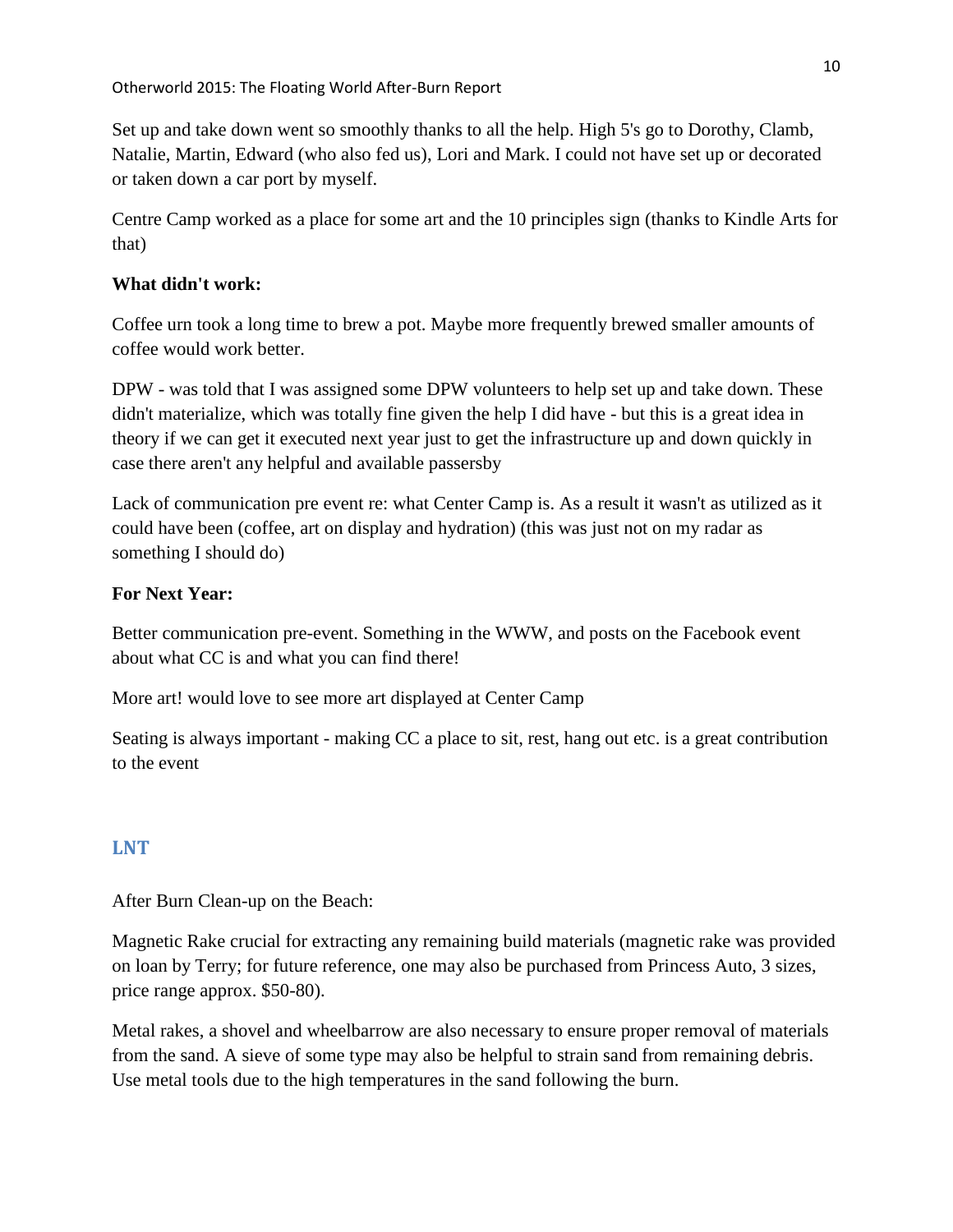Set up and take down went so smoothly thanks to all the help. High 5's go to Dorothy, Clamb, Natalie, Martin, Edward (who also fed us), Lori and Mark. I could not have set up or decorated or taken down a car port by myself.

Centre Camp worked as a place for some art and the 10 principles sign (thanks to Kindle Arts for that)

**What didn't work:**

Coffee urn took a long time to brew a pot. Maybe more frequently brewed smaller amounts of coffee would work better.

DPW - was told that I was assigned some DPW volunteers to help set up and take down. These didn't materialize, which was totally fine given the help I did have - but this is a great idea in theory if we can get it executed next year just to get the infrastructure up and down quickly in case there aren't any helpful and available passersby

Lack of communication pre event re: what Center Camp is. As a result it wasn't as utilized as it could have been (coffee, art on display and hydration) (this was just not on my radar as something I should do)

**For Next Year:**

Better communication pre-event. Something in the WWW, and posts on the Facebook event about what CC is and what you can find there!

More art! would love to see more art displayed at Center Camp

Seating is always important - making CC a place to sit, rest, hang out etc. is a great contribution to the event

## LNT

After Burn Clean-up on the Beach:

Magnetic Rake crucial for extracting any remaining build materials (magnetic rake was provided on loan by Terry; for future reference, one may also be purchased from Princess Auto, 3 sizes, price range approx. $50-80).

Metal rakes, a shovel and wheelbarrow are also necessary to ensure proper removal of materials from the sand. A sieve of some type may also be helpful to strain sand from remaining debris. Use metal tools due to the high temperatures in the sand following the burn.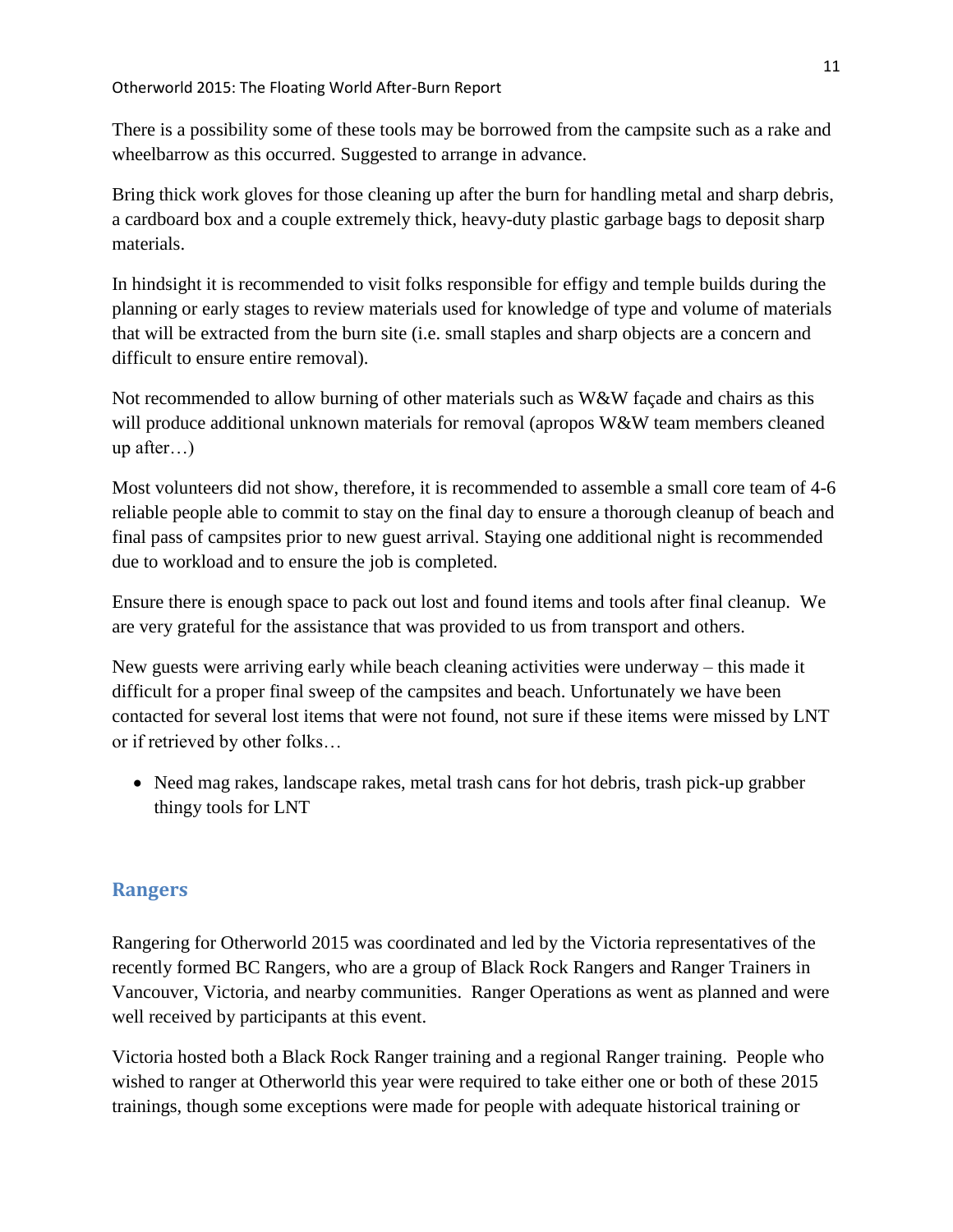There is a possibility some of these tools may be borrowed from the campsite such as a rake and wheelbarrow as this occurred. Suggested to arrange in advance.

Bring thick work gloves for those cleaning up after the burn for handling metal and sharp debris, a cardboard box and a couple extremely thick, heavy-duty plastic garbage bags to deposit sharp materials.

In hindsight it is recommended to visit folks responsible for effigy and temple builds during the planning or early stages to review materials used for knowledge of type and volume of materials that will be extracted from the burn site (i.e. small staples and sharp objects are a concern and difficult to ensure entire removal).

Not recommended to allow burning of other materials such as W&W façade and chairs as this will produce additional unknown materials for removal (apropos W&W team members cleaned up after…)

Most volunteers did not show, therefore, it is recommended to assemble a small core team of 4-6 reliable people able to commit to stay on the final day to ensure a thorough cleanup of beach and final pass of campsites prior to new guest arrival. Staying one additional night is recommended due to workload and to ensure the job is completed.

Ensure there is enough space to pack out lost and found items and tools after final cleanup. We are very grateful for the assistance that was provided to us from transport and others.

New guests were arriving early while beach cleaning activities were underway – this made it difficult for a proper final sweep of the campsites and beach. Unfortunately we have been contacted for several lost items that were not found, not sure if these items were missed by LNT or if retrieved by other folks…

- Need mag rakes, landscape rakes, metal trash cans for hot debris, trash pick-up grabber thingy tools for LNT

## Rangers

Rangering for Otherworld 2015 was coordinated and led by the Victoria representatives of the recently formed BC Rangers, who are a group of Black Rock Rangers and Ranger Trainers in Vancouver, Victoria, and nearby communities. Ranger Operations as went as planned and were well received by participants at this event.

Victoria hosted both a Black Rock Ranger training and a regional Ranger training. People who wished to ranger at Otherworld this year were required to take either one or both of these 2015 trainings, though some exceptions were made for people with adequate historical training or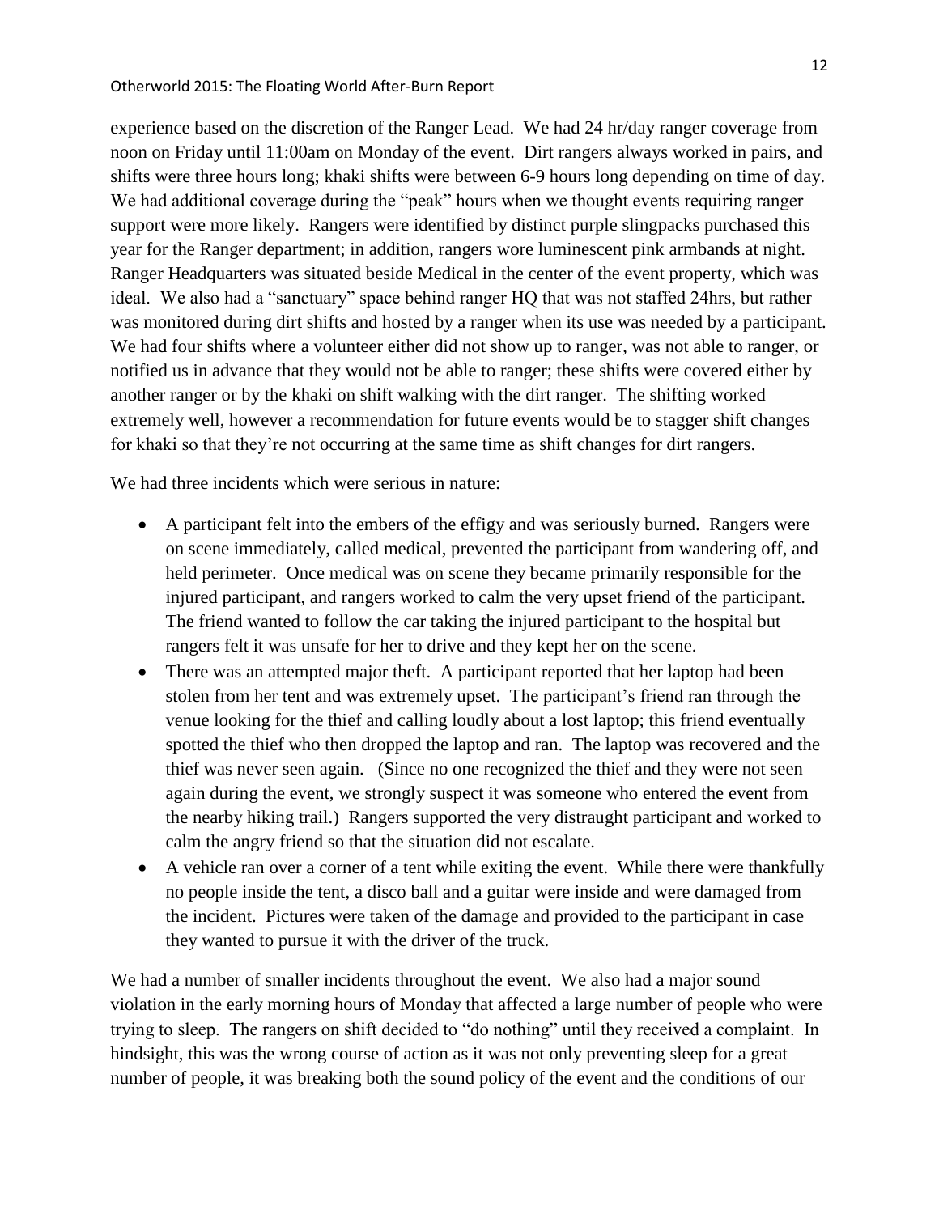experience based on the discretion of the Ranger Lead. We had 24 hr/day ranger coverage from noon on Friday until 11:00am on Monday of the event. Dirt rangers always worked in pairs, and shifts were three hours long; khaki shifts were between 6-9 hours long depending on time of day. We had additional coverage during the "peak" hours when we thought events requiring ranger support were more likely. Rangers were identified by distinct purple slingpacks purchased this year for the Ranger department; in addition, rangers wore luminescent pink armbands at night. Ranger Headquarters was situated beside Medical in the center of the event property, which was ideal. We also had a "sanctuary" space behind ranger HQ that was not staffed 24hrs, but rather was monitored during dirt shifts and hosted by a ranger when its use was needed by a participant. We had four shifts where a volunteer either did not show up to ranger, was not able to ranger, or notified us in advance that they would not be able to ranger; these shifts were covered either by another ranger or by the khaki on shift walking with the dirt ranger. The shifting worked extremely well, however a recommendation for future events would be to stagger shift changes for khaki so that they're not occurring at the same time as shift changes for dirt rangers.

We had three incidents which were serious in nature:

- A participant felt into the embers of the effigy and was seriously burned. Rangers were on scene immediately, called medical, prevented the participant from wandering off, and held perimeter. Once medical was on scene they became primarily responsible for the injured participant, and rangers worked to calm the very upset friend of the participant. The friend wanted to follow the car taking the injured participant to the hospital but rangers felt it was unsafe for her to drive and they kept her on the scene.
- There was an attempted major theft. A participant reported that her laptop had been stolen from her tent and was extremely upset. The participant's friend ran through the venue looking for the thief and calling loudly about a lost laptop; this friend eventually spotted the thief who then dropped the laptop and ran. The laptop was recovered and the thief was never seen again. (Since no one recognized the thief and they were not seen again during the event, we strongly suspect it was someone who entered the event from the nearby hiking trail.) Rangers supported the very distraught participant and worked to calm the angry friend so that the situation did not escalate.
- A vehicle ran over a corner of a tent while exiting the event. While there were thankfully no people inside the tent, a disco ball and a guitar were inside and were damaged from the incident. Pictures were taken of the damage and provided to the participant in case they wanted to pursue it with the driver of the truck.

We had a number of smaller incidents throughout the event. We also had a major sound violation in the early morning hours of Monday that affected a large number of people who were trying to sleep. The rangers on shift decided to "do nothing" until they received a complaint. In hindsight, this was the wrong course of action as it was not only preventing sleep for a great number of people, it was breaking both the sound policy of the event and the conditions of our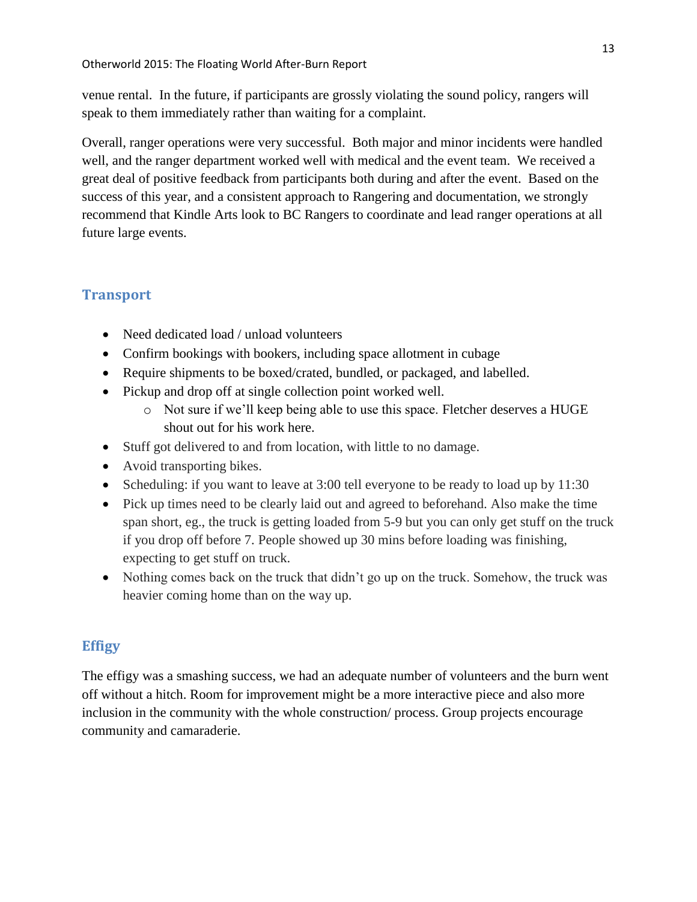venue rental. In the future, if participants are grossly violating the sound policy, rangers will speak to them immediately rather than waiting for a complaint.

Overall, ranger operations were very successful. Both major and minor incidents were handled well, and the ranger department worked well with medical and the event team. We received a great deal of positive feedback from participants both during and after the event. Based on the success of this year, and a consistent approach to Rangering and documentation, we strongly recommend that Kindle Arts look to BC Rangers to coordinate and lead ranger operations at all future large events.

## Transport

- Need dedicated load / unload volunteers
- Confirm bookings with bookers, including space allotment in cubage
- Require shipments to be boxed/crated, bundled, or packaged, and labelled.
- Pickup and drop off at single collection point worked well.
    - Not sure if we'll keep being able to use this space. Fletcher deserves a HUGE shout out for his work here.
- Stuff got delivered to and from location, with little to no damage.
- Avoid transporting bikes.
- Scheduling: if you want to leave at 3:00 tell everyone to be ready to load up by 11:30
- Pick up times need to be clearly laid out and agreed to beforehand. Also make the time span short, eg., the truck is getting loaded from 5-9 but you can only get stuff on the truck if you drop off before 7. People showed up 30 mins before loading was finishing, expecting to get stuff on truck.
- Nothing comes back on the truck that didn't go up on the truck. Somehow, the truck was heavier coming home than on the way up.

## Effigy

The effigy was a smashing success, we had an adequate number of volunteers and the burn went off without a hitch. Room for improvement might be a more interactive piece and also more inclusion in the community with the whole construction/ process. Group projects encourage community and camaraderie.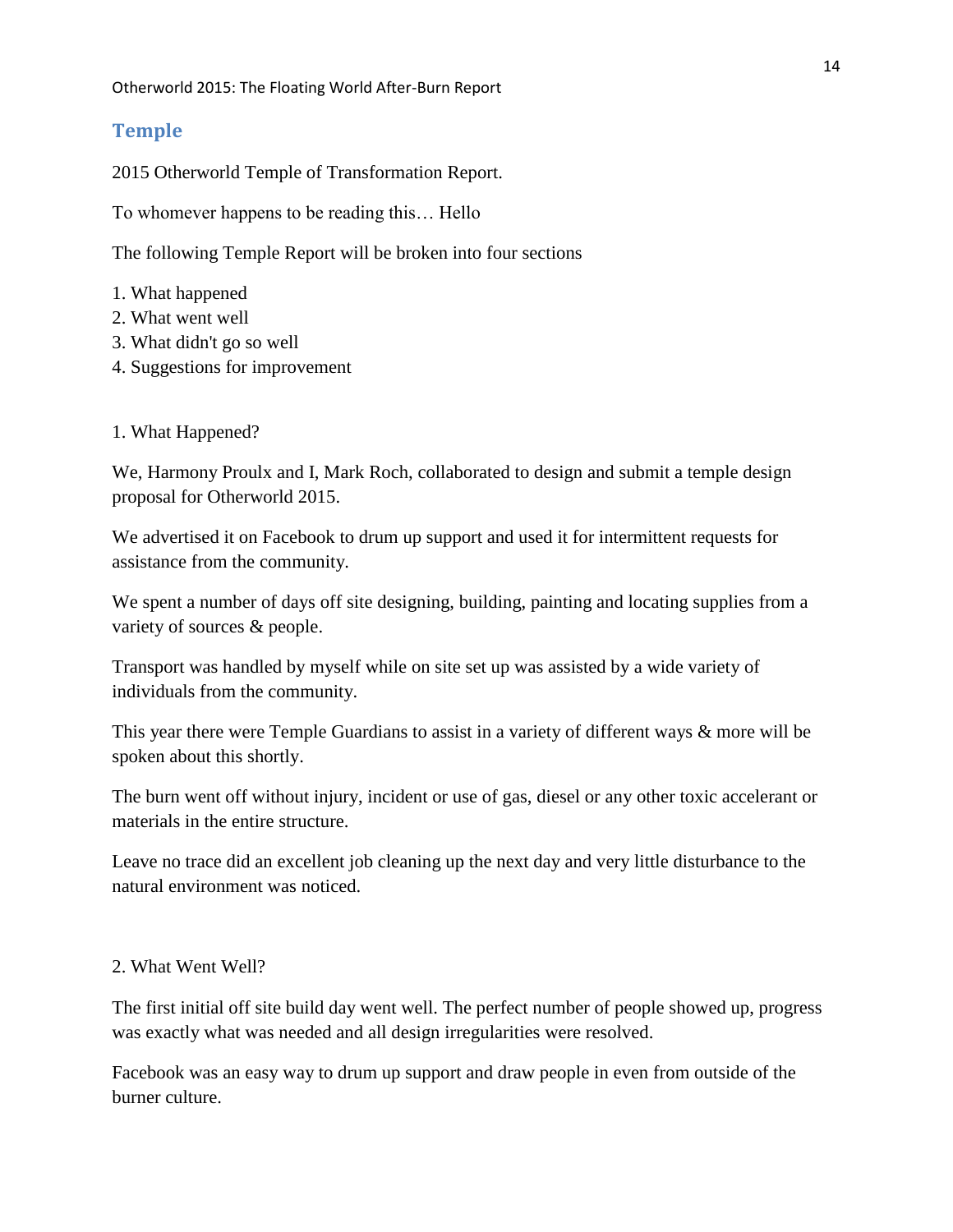## Temple

2015 Otherworld Temple of Transformation Report.

To whomever happens to be reading this… Hello

The following Temple Report will be broken into four sections

1. What happened
2. What went well
3. What didn't go so well
4. Suggestions for improvement

1. What Happened?

We, Harmony Proulx and I, Mark Roch, collaborated to design and submit a temple design proposal for Otherworld 2015.

We advertised it on Facebook to drum up support and used it for intermittent requests for assistance from the community.

We spent a number of days off site designing, building, painting and locating supplies from a variety of sources & people.

Transport was handled by myself while on site set up was assisted by a wide variety of individuals from the community.

This year there were Temple Guardians to assist in a variety of different ways & more will be spoken about this shortly.

The burn went off without injury, incident or use of gas, diesel or any other toxic accelerant or materials in the entire structure.

Leave no trace did an excellent job cleaning up the next day and very little disturbance to the natural environment was noticed.

2. What Went Well?

The first initial off site build day went well. The perfect number of people showed up, progress was exactly what was needed and all design irregularities were resolved.

Facebook was an easy way to drum up support and draw people in even from outside of the burner culture.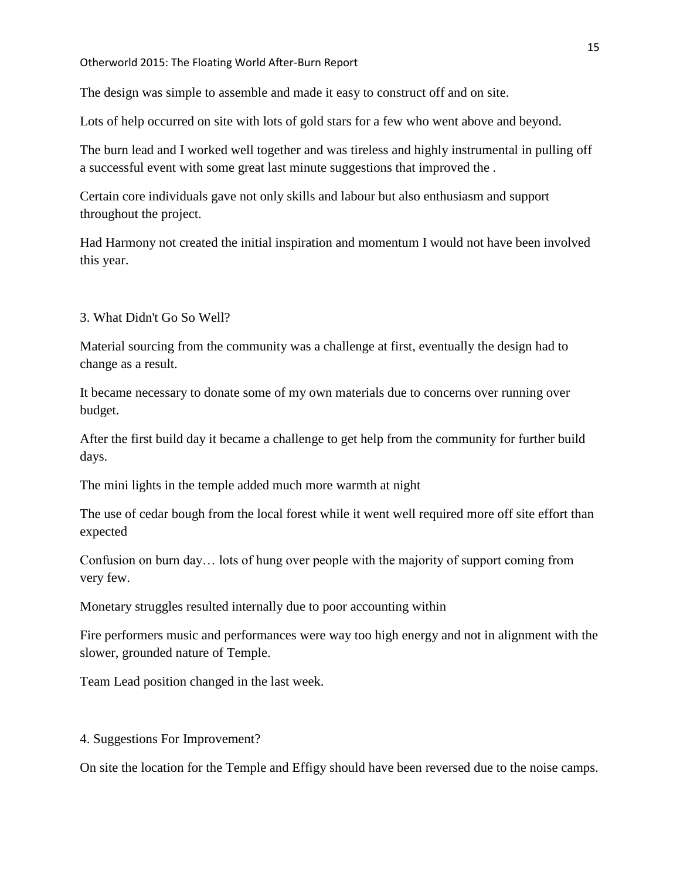The design was simple to assemble and made it easy to construct off and on site.

Lots of help occurred on site with lots of gold stars for a few who went above and beyond.

The burn lead and I worked well together and was tireless and highly instrumental in pulling off a successful event with some great last minute suggestions that improved the .

Certain core individuals gave not only skills and labour but also enthusiasm and support throughout the project.

Had Harmony not created the initial inspiration and momentum I would not have been involved this year.

3. What Didn't Go So Well?

Material sourcing from the community was a challenge at first, eventually the design had to change as a result.

It became necessary to donate some of my own materials due to concerns over running over budget.

After the first build day it became a challenge to get help from the community for further build days.

The mini lights in the temple added much more warmth at night

The use of cedar bough from the local forest while it went well required more off site effort than expected

Confusion on burn day… lots of hung over people with the majority of support coming from very few.

Monetary struggles resulted internally due to poor accounting within

Fire performers music and performances were way too high energy and not in alignment with the slower, grounded nature of Temple.

Team Lead position changed in the last week.

4. Suggestions For Improvement?

On site the location for the Temple and Effigy should have been reversed due to the noise camps.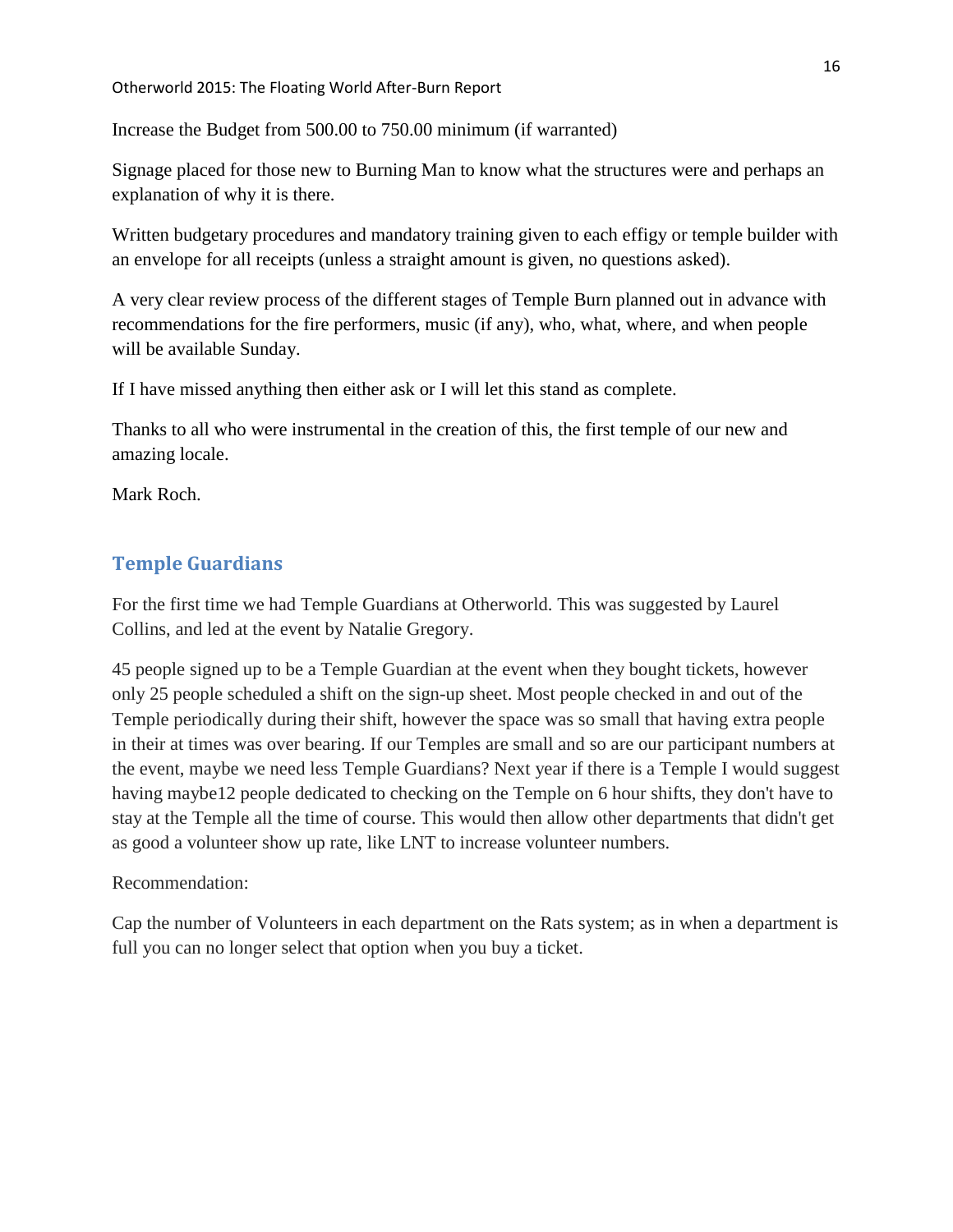Increase the Budget from 500.00 to 750.00 minimum (if warranted)

Signage placed for those new to Burning Man to know what the structures were and perhaps an explanation of why it is there.

Written budgetary procedures and mandatory training given to each effigy or temple builder with an envelope for all receipts (unless a straight amount is given, no questions asked).

A very clear review process of the different stages of Temple Burn planned out in advance with recommendations for the fire performers, music (if any), who, what, where, and when people will be available Sunday.

If I have missed anything then either ask or I will let this stand as complete.

Thanks to all who were instrumental in the creation of this, the first temple of our new and amazing locale.

Mark Roch.

## Temple Guardians

For the first time we had Temple Guardians at Otherworld. This was suggested by Laurel Collins, and led at the event by Natalie Gregory.

45 people signed up to be a Temple Guardian at the event when they bought tickets, however only 25 people scheduled a shift on the sign-up sheet. Most people checked in and out of the Temple periodically during their shift, however the space was so small that having extra people in their at times was over bearing. If our Temples are small and so are our participant numbers at the event, maybe we need less Temple Guardians? Next year if there is a Temple I would suggest having maybe12 people dedicated to checking on the Temple on 6 hour shifts, they don't have to stay at the Temple all the time of course. This would then allow other departments that didn't get as good a volunteer show up rate, like LNT to increase volunteer numbers.

Recommendation:

Cap the number of Volunteers in each department on the Rats system; as in when a department is full you can no longer select that option when you buy a ticket.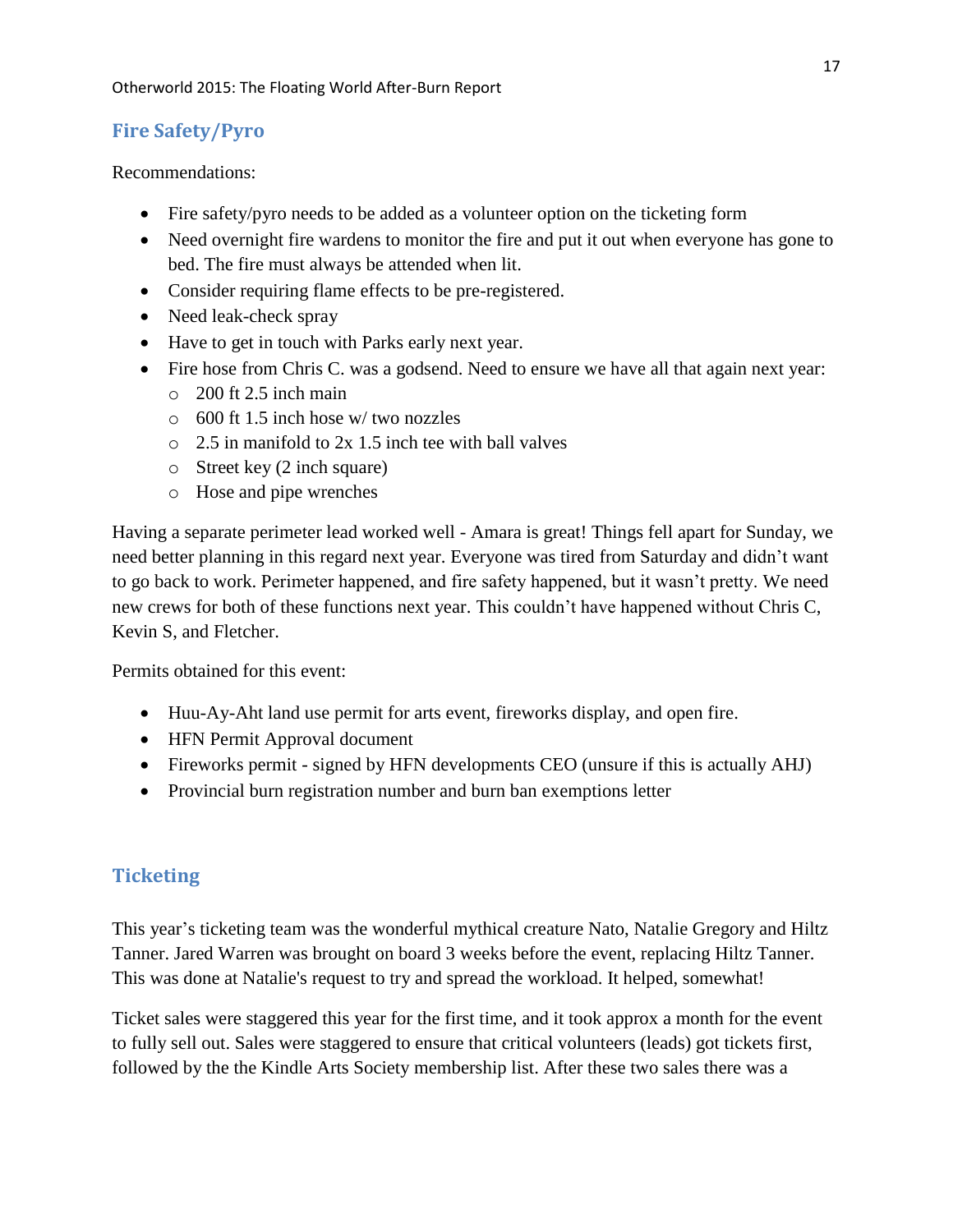## Fire Safety/Pyro

Recommendations:

- Fire safety/pyro needs to be added as a volunteer option on the ticketing form
- Need overnight fire wardens to monitor the fire and put it out when everyone has gone to bed. The fire must always be attended when lit.
- Consider requiring flame effects to be pre-registered.
- Need leak-check spray
- Have to get in touch with Parks early next year.
- Fire hose from Chris C. was a godsend. Need to ensure we have all that again next year:
  - 200 ft 2.5 inch main
  - 600 ft 1.5 inch hose w/ two nozzles
  - 2.5 in manifold to 2x 1.5 inch tee with ball valves
  - Street key (2 inch square)
  - Hose and pipe wrenches

Having a separate perimeter lead worked well - Amara is great! Things fell apart for Sunday, we need better planning in this regard next year. Everyone was tired from Saturday and didn't want to go back to work. Perimeter happened, and fire safety happened, but it wasn't pretty. We need new crews for both of these functions next year. This couldn't have happened without Chris C, Kevin S, and Fletcher.

Permits obtained for this event:

- Huu-Ay-Aht land use permit for arts event, fireworks display, and open fire.
- HFN Permit Approval document
- Fireworks permit - signed by HFN developments CEO (unsure if this is actually AHJ)
- Provincial burn registration number and burn ban exemptions letter

## Ticketing

This year's ticketing team was the wonderful mythical creature Nato, Natalie Gregory and Hiltz Tanner. Jared Warren was brought on board 3 weeks before the event, replacing Hiltz Tanner. This was done at Natalie's request to try and spread the workload. It helped, somewhat!

Ticket sales were staggered this year for the first time, and it took approx a month for the event to fully sell out. Sales were staggered to ensure that critical volunteers (leads) got tickets first, followed by the the Kindle Arts Society membership list. After these two sales there was a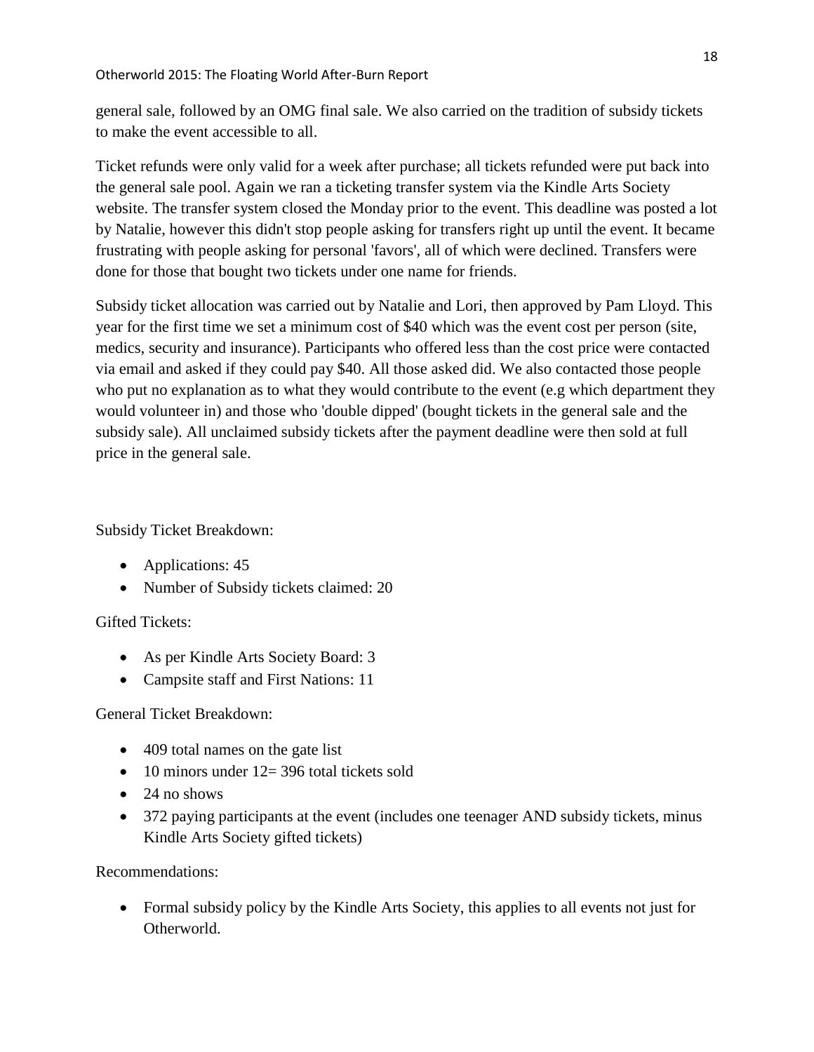general sale, followed by an OMG final sale. We also carried on the tradition of subsidy tickets to make the event accessible to all.

Ticket refunds were only valid for a week after purchase; all tickets refunded were put back into the general sale pool. Again we ran a ticketing transfer system via the Kindle Arts Society website. The transfer system closed the Monday prior to the event. This deadline was posted a lot by Natalie, however this didn't stop people asking for transfers right up until the event. It became frustrating with people asking for personal 'favors', all of which were declined. Transfers were done for those that bought two tickets under one name for friends.

Subsidy ticket allocation was carried out by Natalie and Lori, then approved by Pam Lloyd. This year for the first time we set a minimum cost of $40 which was the event cost per person (site, medics, security and insurance). Participants who offered less than the cost price were contacted via email and asked if they could pay $40. All those asked did. We also contacted those people who put no explanation as to what they would contribute to the event (e.g which department they would volunteer in) and those who 'double dipped' (bought tickets in the general sale and the subsidy sale). All unclaimed subsidy tickets after the payment deadline were then sold at full price in the general sale.

Subsidy Ticket Breakdown:

- Applications: 45
- Number of Subsidy tickets claimed: 20

Gifted Tickets:

- As per Kindle Arts Society Board: 3
- Campsite staff and First Nations: 11

General Ticket Breakdown:

- 409 total names on the gate list
- 10 minors under 12= 396 total tickets sold
- 24 no shows
- 372 paying participants at the event (includes one teenager AND subsidy tickets, minus Kindle Arts Society gifted tickets)

Recommendations:

- Formal subsidy policy by the Kindle Arts Society, this applies to all events not just for Otherworld.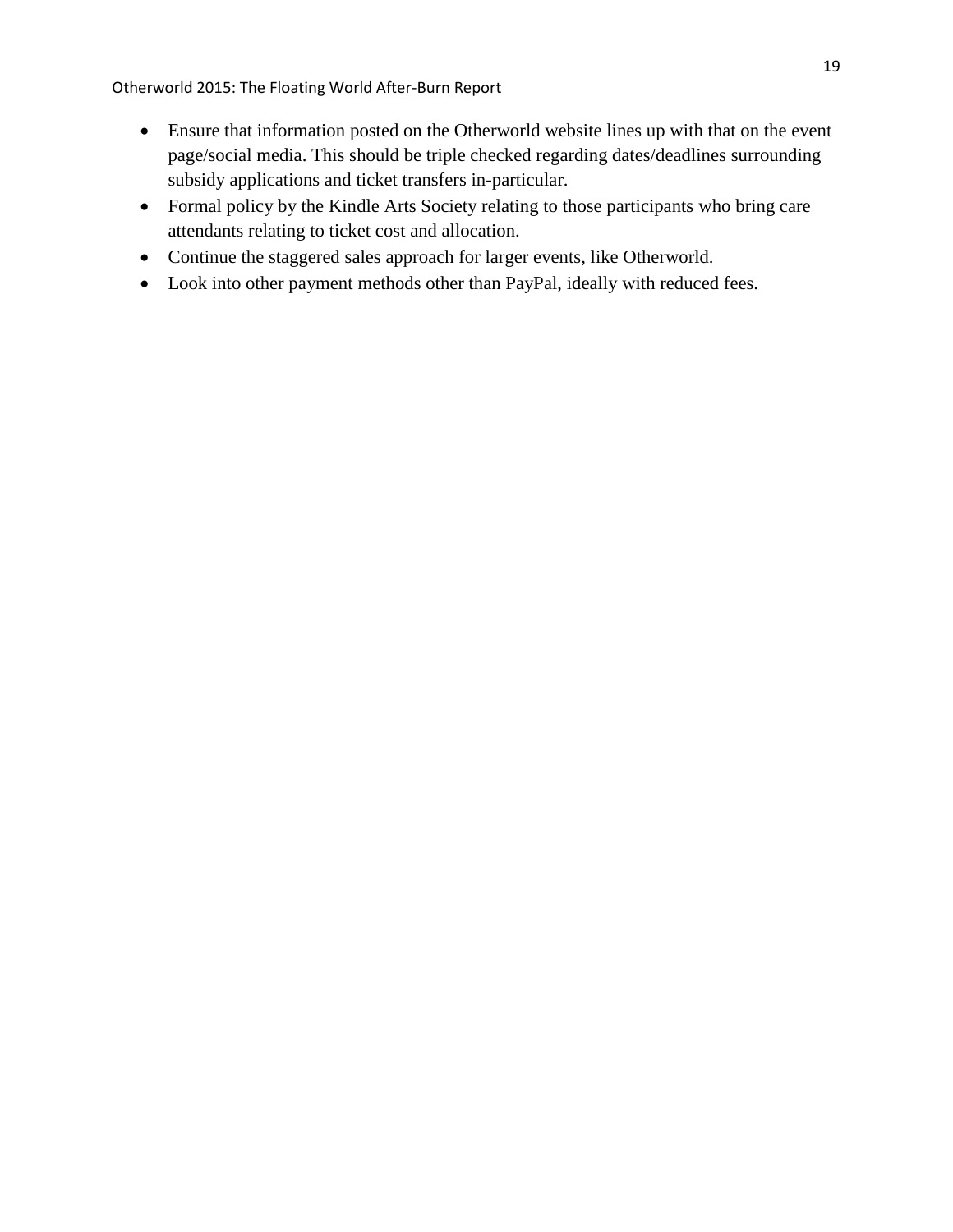- Ensure that information posted on the Otherworld website lines up with that on the event page/social media. This should be triple checked regarding dates/deadlines surrounding subsidy applications and ticket transfers in-particular.
- Formal policy by the Kindle Arts Society relating to those participants who bring care attendants relating to ticket cost and allocation.
- Continue the staggered sales approach for larger events, like Otherworld.
- Look into other payment methods other than PayPal, ideally with reduced fees.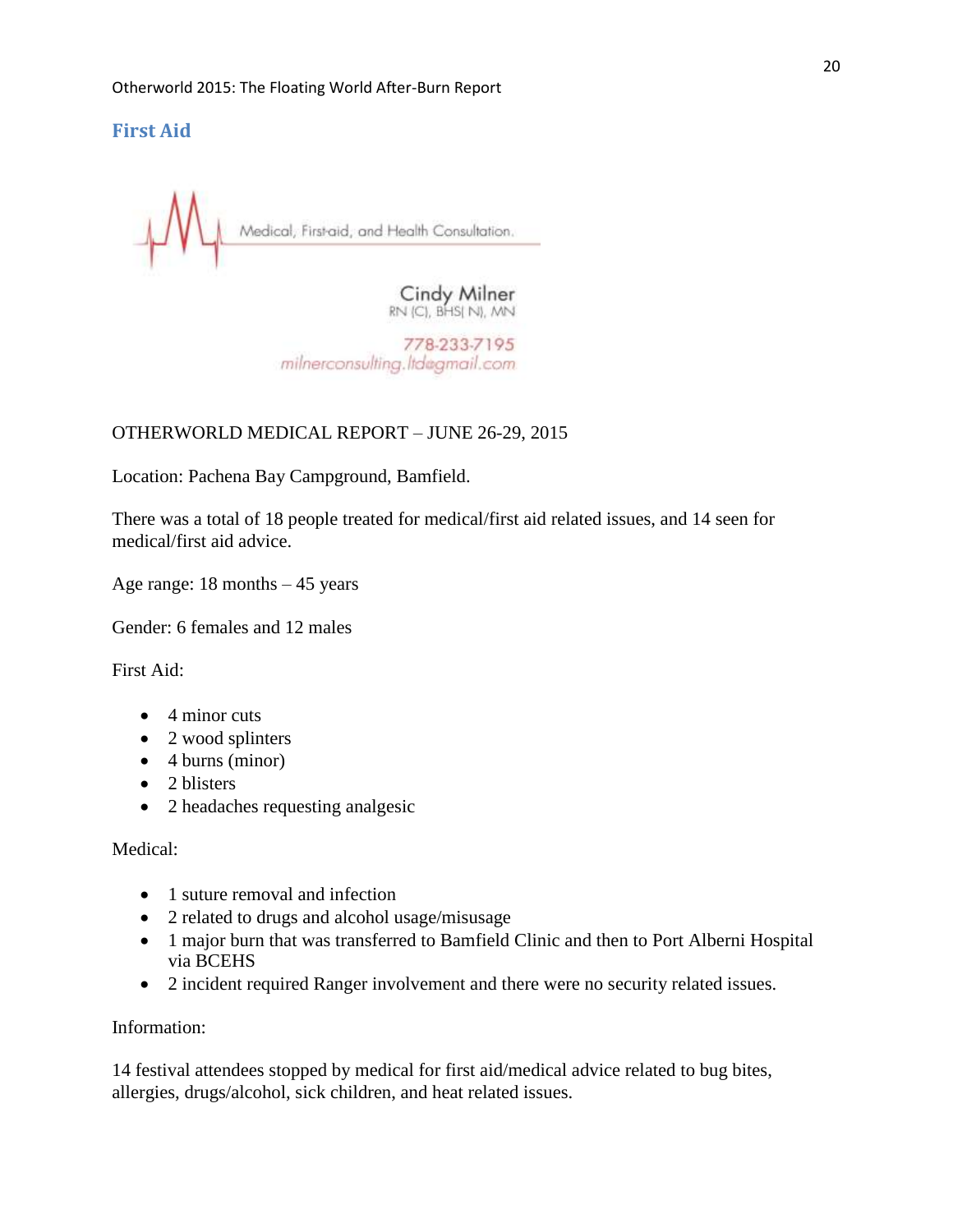## First Aid

Medical, First-aid, and Health Consultation.

Cindy Milner
RN (C), BHS( N), MN

778-233-7195
milnerconsulting.ltd@gmail.com

OTHERWORLD MEDICAL REPORT – JUNE 26-29, 2015

Location: Pachena Bay Campground, Bamfield.

There was a total of 18 people treated for medical/first aid related issues, and 14 seen for medical/first aid advice.

Age range: 18 months – 45 years

Gender: 6 females and 12 males

First Aid:

- 4 minor cuts
- 2 wood splinters
- 4 burns (minor)
- 2 blisters
- 2 headaches requesting analgesic

Medical:

- 1 suture removal and infection
- 2 related to drugs and alcohol usage/misusage
- 1 major burn that was transferred to Bamfield Clinic and then to Port Alberni Hospital via BCEHS
- 2 incident required Ranger involvement and there were no security related issues.

Information:

14 festival attendees stopped by medical for first aid/medical advice related to bug bites, allergies, drugs/alcohol, sick children, and heat related issues.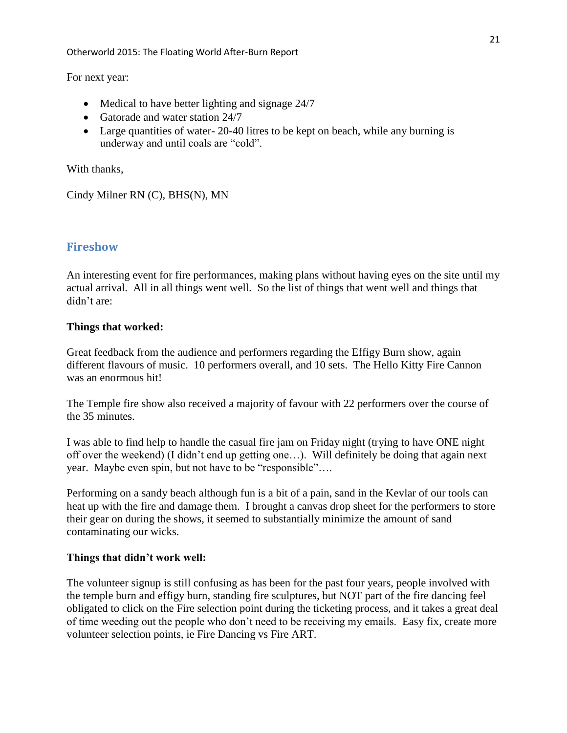For next year:

- Medical to have better lighting and signage 24/7
- Gatorade and water station 24/7
- Large quantities of water- 20-40 litres to be kept on beach, while any burning is underway and until coals are "cold".

With thanks,

Cindy Milner RN (C), BHS(N), MN

## Fireshow

An interesting event for fire performances, making plans without having eyes on the site until my actual arrival. All in all things went well. So the list of things that went well and things that didn't are:

**Things that worked:**

Great feedback from the audience and performers regarding the Effigy Burn show, again different flavours of music. 10 performers overall, and 10 sets. The Hello Kitty Fire Cannon was an enormous hit!

The Temple fire show also received a majority of favour with 22 performers over the course of the 35 minutes.

I was able to find help to handle the casual fire jam on Friday night (trying to have ONE night off over the weekend) (I didn't end up getting one…). Will definitely be doing that again next year. Maybe even spin, but not have to be "responsible"….

Performing on a sandy beach although fun is a bit of a pain, sand in the Kevlar of our tools can heat up with the fire and damage them. I brought a canvas drop sheet for the performers to store their gear on during the shows, it seemed to substantially minimize the amount of sand contaminating our wicks.

**Things that didn't work well:**

The volunteer signup is still confusing as has been for the past four years, people involved with the temple burn and effigy burn, standing fire sculptures, but NOT part of the fire dancing feel obligated to click on the Fire selection point during the ticketing process, and it takes a great deal of time weeding out the people who don't need to be receiving my emails. Easy fix, create more volunteer selection points, ie Fire Dancing vs Fire ART.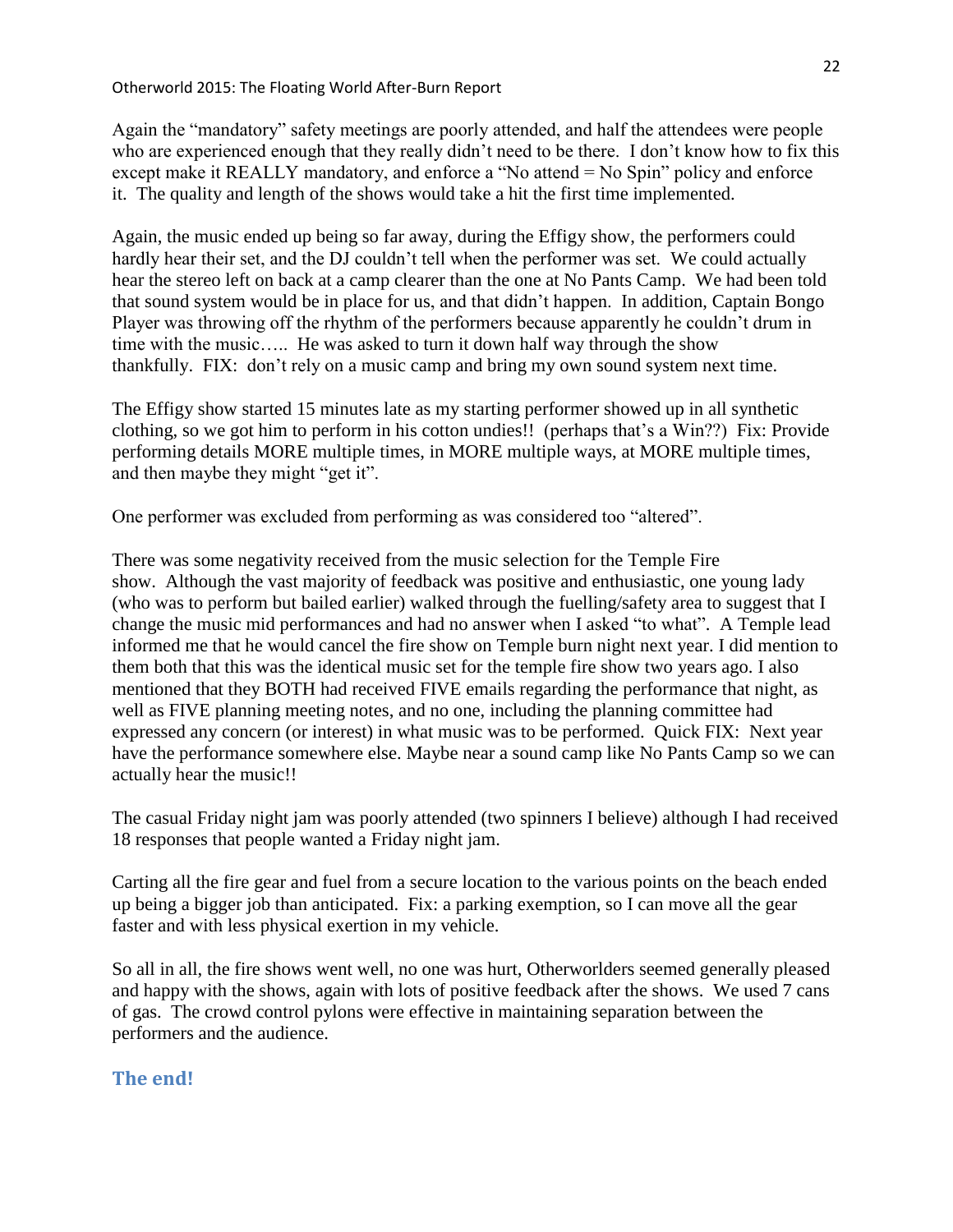Again the “mandatory” safety meetings are poorly attended, and half the attendees were people who are experienced enough that they really didn’t need to be there. I don’t know how to fix this except make it REALLY mandatory, and enforce a “No attend = No Spin” policy and enforce it. The quality and length of the shows would take a hit the first time implemented.

Again, the music ended up being so far away, during the Effigy show, the performers could hardly hear their set, and the DJ couldn’t tell when the performer was set. We could actually hear the stereo left on back at a camp clearer than the one at No Pants Camp. We had been told that sound system would be in place for us, and that didn’t happen. In addition, Captain Bongo Player was throwing off the rhythm of the performers because apparently he couldn’t drum in time with the music….. He was asked to turn it down half way through the show thankfully. FIX: don’t rely on a music camp and bring my own sound system next time.

The Effigy show started 15 minutes late as my starting performer showed up in all synthetic clothing, so we got him to perform in his cotton undies!! (perhaps that’s a Win??) Fix: Provide performing details MORE multiple times, in MORE multiple ways, at MORE multiple times, and then maybe they might “get it”.

One performer was excluded from performing as was considered too “altered”.

There was some negativity received from the music selection for the Temple Fire show. Although the vast majority of feedback was positive and enthusiastic, one young lady (who was to perform but bailed earlier) walked through the fuelling/safety area to suggest that I change the music mid performances and had no answer when I asked “to what”. A Temple lead informed me that he would cancel the fire show on Temple burn night next year. I did mention to them both that this was the identical music set for the temple fire show two years ago. I also mentioned that they BOTH had received FIVE emails regarding the performance that night, as well as FIVE planning meeting notes, and no one, including the planning committee had expressed any concern (or interest) in what music was to be performed. Quick FIX: Next year have the performance somewhere else. Maybe near a sound camp like No Pants Camp so we can actually hear the music!!

The casual Friday night jam was poorly attended (two spinners I believe) although I had received 18 responses that people wanted a Friday night jam.

Carting all the fire gear and fuel from a secure location to the various points on the beach ended up being a bigger job than anticipated. Fix: a parking exemption, so I can move all the gear faster and with less physical exertion in my vehicle.

So all in all, the fire shows went well, no one was hurt, Otherworlders seemed generally pleased and happy with the shows, again with lots of positive feedback after the shows. We used 7 cans of gas. The crowd control pylons were effective in maintaining separation between the performers and the audience.

## The end!